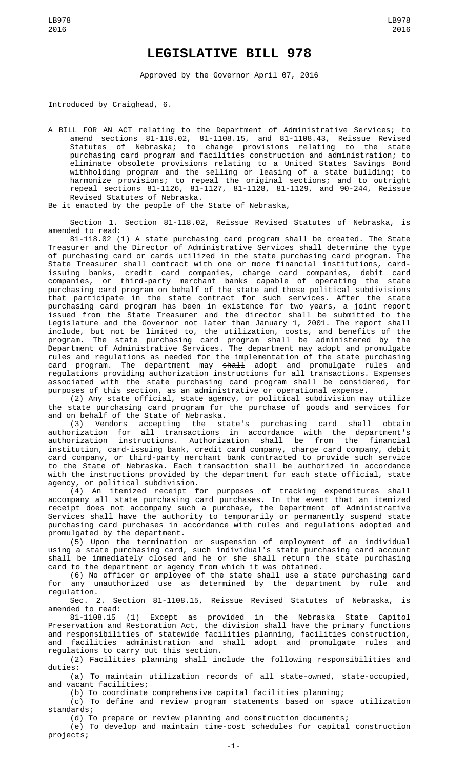# LEGISLATIVE BILL 978

Approved by the Governor April 07, 2016

Introduced by Craighead, 6.

A BILL FOR AN ACT relating to the Department of Administrative Services; to amend sections 81-118.02, 81-1108.15, and 81-1108.43, Reissue Revised Statutes of Nebraska; to change provisions relating to the state purchasing card program and facilities construction and administration; to eliminate obsolete provisions relating to a United States Savings Bond withholding program and the selling or leasing of a state building; to harmonize provisions; to repeal the original sections; and to outright repeal sections 81-1126, 81-1127, 81-1128, 81-1129, and 90-244, Reissue Revised Statutes of Nebraska.

Be it enacted by the people of the State of Nebraska,

Section 1. Section 81-118.02, Reissue Revised Statutes of Nebraska, is amended to read:

81-118.02 (1) A state purchasing card program shall be created. The State Treasurer and the Director of Administrative Services shall determine the type of purchasing card or cards utilized in the state purchasing card program. The State Treasurer shall contract with one or more financial institutions, card-issuing banks, credit card companies, charge card companies, debit card companies, or third-party merchant banks capable of operating the state purchasing card program on behalf of the state and those political subdivisions that participate in the state contract for such services. After the state purchasing card program has been in existence for two years, a joint report issued from the State Treasurer and the director shall be submitted to the Legislature and the Governor not later than January 1, 2001. The report shall include, but not be limited to, the utilization, costs, and benefits of the program. The state purchasing card program shall be administered by the Department of Administrative Services. The department may adopt and promulgate rules and regulations as needed for the implementation of the state purchasing card program. The department <u>may</u> ~~shall~~ adopt and promulgate rules and regulations providing authorization instructions for all transactions. Expenses associated with the state purchasing card program shall be considered, for purposes of this section, as an administrative or operational expense.

(2) Any state official, state agency, or political subdivision may utilize the state purchasing card program for the purchase of goods and services for and on behalf of the State of Nebraska.

(3) Vendors accepting the state's purchasing card shall obtain authorization for all transactions in accordance with the department's authorization instructions. Authorization shall be from the financial institution, card-issuing bank, credit card company, charge card company, debit card company, or third-party merchant bank contracted to provide such service to the State of Nebraska. Each transaction shall be authorized in accordance with the instructions provided by the department for each state official, state agency, or political subdivision.

(4) An itemized receipt for purposes of tracking expenditures shall accompany all state purchasing card purchases. In the event that an itemized receipt does not accompany such a purchase, the Department of Administrative Services shall have the authority to temporarily or permanently suspend state purchasing card purchases in accordance with rules and regulations adopted and promulgated by the department.

(5) Upon the termination or suspension of employment of an individual using a state purchasing card, such individual's state purchasing card account shall be immediately closed and he or she shall return the state purchasing card to the department or agency from which it was obtained.

(6) No officer or employee of the state shall use a state purchasing card for any unauthorized use as determined by the department by rule and regulation.

Sec. 2. Section 81-1108.15, Reissue Revised Statutes of Nebraska, is amended to read:

81-1108.15 (1) Except as provided in the Nebraska State Capitol Preservation and Restoration Act, the division shall have the primary functions and responsibilities of statewide facilities planning, facilities construction, and facilities administration and shall adopt and promulgate rules and regulations to carry out this section.

(2) Facilities planning shall include the following responsibilities and duties:

(a) To maintain utilization records of all state-owned, state-occupied, and vacant facilities;

(b) To coordinate comprehensive capital facilities planning;

(c) To define and review program statements based on space utilization standards;

(d) To prepare or review planning and construction documents;

(e) To develop and maintain time-cost schedules for capital construction projects;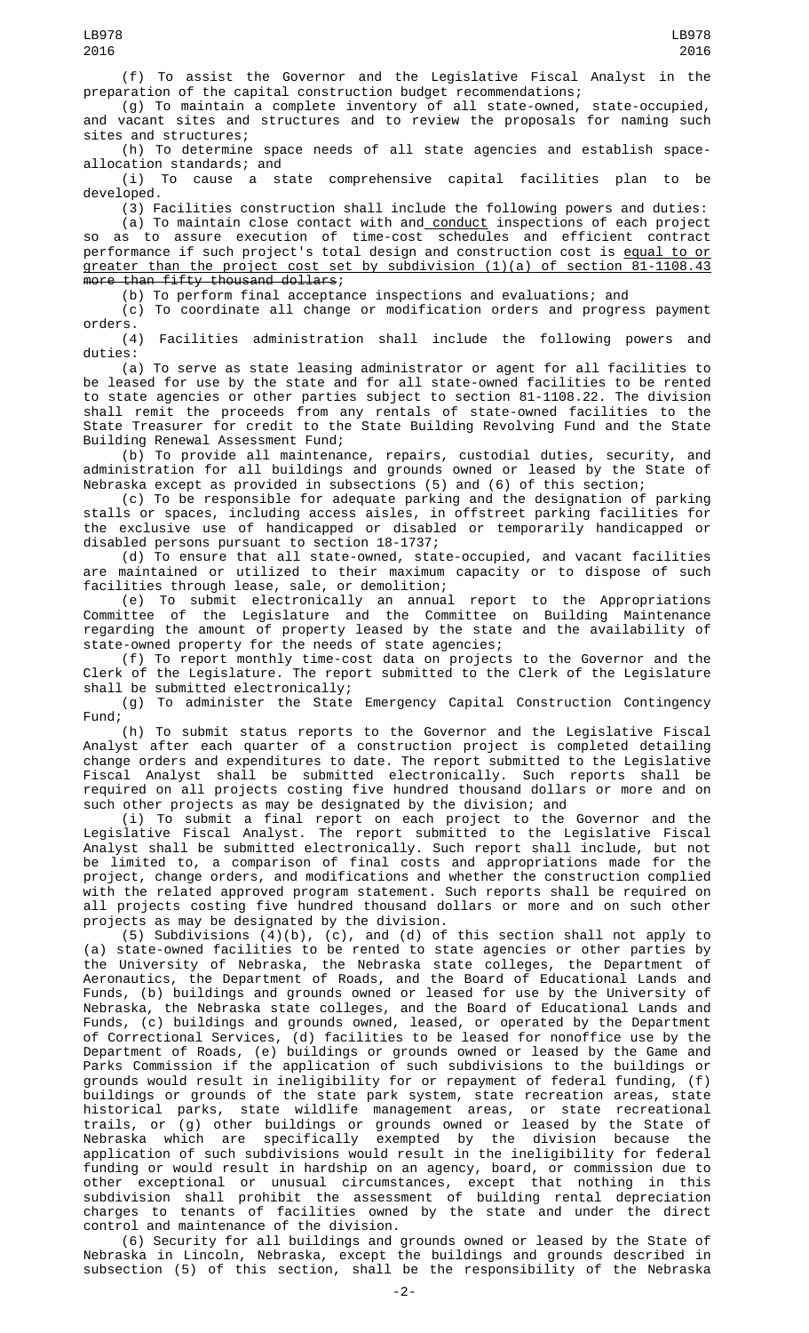(f) To assist the Governor and the Legislative Fiscal Analyst in the preparation of the capital construction budget recommendations;

(g) To maintain a complete inventory of all state-owned, state-occupied, and vacant sites and structures and to review the proposals for naming such sites and structures;

(h) To determine space needs of all state agencies and establish space-allocation standards; and

(i) To cause a state comprehensive capital facilities plan to be developed.

(3) Facilities construction shall include the following powers and duties:

(a) To maintain close contact with and conduct inspections of each project so as to assure execution of time-cost schedules and efficient contract performance if such project's total design and construction cost is equal to or greater than the project cost set by subdivision (1)(a) of section 81-1108.43 ~~more than fifty thousand dollars~~;

(b) To perform final acceptance inspections and evaluations; and

(c) To coordinate all change or modification orders and progress payment orders.

(4) Facilities administration shall include the following powers and duties:

(a) To serve as state leasing administrator or agent for all facilities to be leased for use by the state and for all state-owned facilities to be rented to state agencies or other parties subject to section 81-1108.22. The division shall remit the proceeds from any rentals of state-owned facilities to the State Treasurer for credit to the State Building Revolving Fund and the State Building Renewal Assessment Fund;

(b) To provide all maintenance, repairs, custodial duties, security, and administration for all buildings and grounds owned or leased by the State of Nebraska except as provided in subsections (5) and (6) of this section;

(c) To be responsible for adequate parking and the designation of parking stalls or spaces, including access aisles, in offstreet parking facilities for the exclusive use of handicapped or disabled or temporarily handicapped or disabled persons pursuant to section 18-1737;

(d) To ensure that all state-owned, state-occupied, and vacant facilities are maintained or utilized to their maximum capacity or to dispose of such facilities through lease, sale, or demolition;

(e) To submit electronically an annual report to the Appropriations Committee of the Legislature and the Committee on Building Maintenance regarding the amount of property leased by the state and the availability of state-owned property for the needs of state agencies;

(f) To report monthly time-cost data on projects to the Governor and the Clerk of the Legislature. The report submitted to the Clerk of the Legislature shall be submitted electronically;

(g) To administer the State Emergency Capital Construction Contingency Fund;

(h) To submit status reports to the Governor and the Legislative Fiscal Analyst after each quarter of a construction project is completed detailing change orders and expenditures to date. The report submitted to the Legislative Fiscal Analyst shall be submitted electronically. Such reports shall be required on all projects costing five hundred thousand dollars or more and on such other projects as may be designated by the division; and

(i) To submit a final report on each project to the Governor and the Legislative Fiscal Analyst. The report submitted to the Legislative Fiscal Analyst shall be submitted electronically. Such report shall include, but not be limited to, a comparison of final costs and appropriations made for the project, change orders, and modifications and whether the construction complied with the related approved program statement. Such reports shall be required on all projects costing five hundred thousand dollars or more and on such other projects as may be designated by the division.

(5) Subdivisions (4)(b), (c), and (d) of this section shall not apply to (a) state-owned facilities to be rented to state agencies or other parties by the University of Nebraska, the Nebraska state colleges, the Department of Aeronautics, the Department of Roads, and the Board of Educational Lands and Funds, (b) buildings and grounds owned or leased for use by the University of Nebraska, the Nebraska state colleges, and the Board of Educational Lands and Funds, (c) buildings and grounds owned, leased, or operated by the Department of Correctional Services, (d) facilities to be leased for nonoffice use by the Department of Roads, (e) buildings or grounds owned or leased by the Game and Parks Commission if the application of such subdivisions to the buildings or grounds would result in ineligibility for or repayment of federal funding, (f) buildings or grounds of the state park system, state recreation areas, state historical parks, state wildlife management areas, or state recreational trails, or (g) other buildings or grounds owned or leased by the State of Nebraska which are specifically exempted by the division because the application of such subdivisions would result in the ineligibility for federal funding or would result in hardship on an agency, board, or commission due to other exceptional or unusual circumstances, except that nothing in this subdivision shall prohibit the assessment of building rental depreciation charges to tenants of facilities owned by the state and under the direct control and maintenance of the division.

(6) Security for all buildings and grounds owned or leased by the State of Nebraska in Lincoln, Nebraska, except the buildings and grounds described in subsection (5) of this section, shall be the responsibility of the Nebraska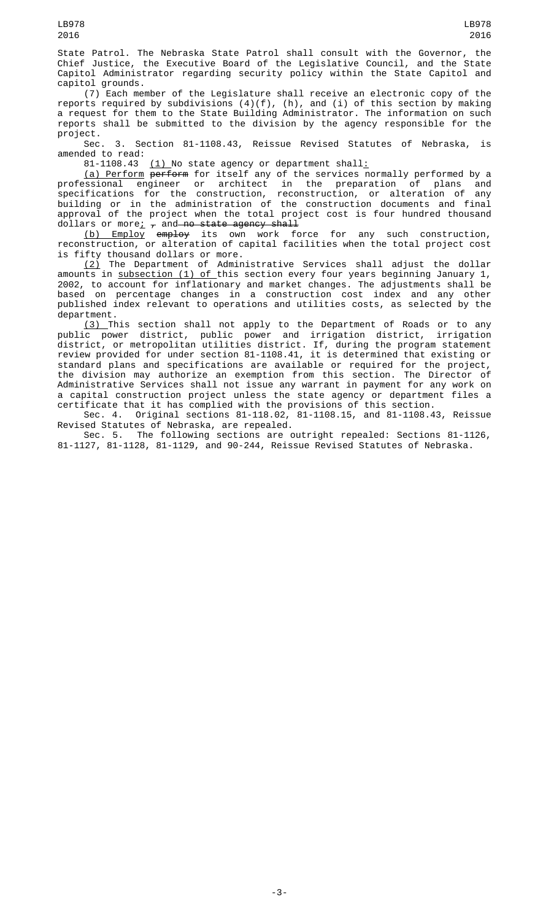State Patrol. The Nebraska State Patrol shall consult with the Governor, the Chief Justice, the Executive Board of the Legislative Council, and the State Capitol Administrator regarding security policy within the State Capitol and capitol grounds.

(7) Each member of the Legislature shall receive an electronic copy of the reports required by subdivisions (4)(f), (h), and (i) of this section by making a request for them to the State Building Administrator. The information on such reports shall be submitted to the division by the agency responsible for the project.

Sec. 3. Section 81-1108.43, Reissue Revised Statutes of Nebraska, is amended to read:

81-1108.43 (1) No state agency or department shall:

(a) Perform ~~perform~~ for itself any of the services normally performed by a professional engineer or architect in the preparation of plans and specifications for the construction, reconstruction, or alteration of any building or in the administration of the construction documents and final approval of the project when the total project cost is four hundred thousand dollars or more; ~~,~~ and ~~no state agency shall~~

(b) Employ ~~employ~~ its own work force for any such construction, reconstruction, or alteration of capital facilities when the total project cost is fifty thousand dollars or more.

(2) The Department of Administrative Services shall adjust the dollar amounts in subsection (1) of this section every four years beginning January 1, 2002, to account for inflationary and market changes. The adjustments shall be based on percentage changes in a construction cost index and any other published index relevant to operations and utilities costs, as selected by the department.

(3) This section shall not apply to the Department of Roads or to any public power district, public power and irrigation district, irrigation district, or metropolitan utilities district. If, during the program statement review provided for under section 81-1108.41, it is determined that existing or standard plans and specifications are available or required for the project, the division may authorize an exemption from this section. The Director of Administrative Services shall not issue any warrant in payment for any work on a capital construction project unless the state agency or department files a certificate that it has complied with the provisions of this section.

Sec. 4. Original sections 81-118.02, 81-1108.15, and 81-1108.43, Reissue Revised Statutes of Nebraska, are repealed.

Sec. 5. The following sections are outright repealed: Sections 81-1126, 81-1127, 81-1128, 81-1129, and 90-244, Reissue Revised Statutes of Nebraska.